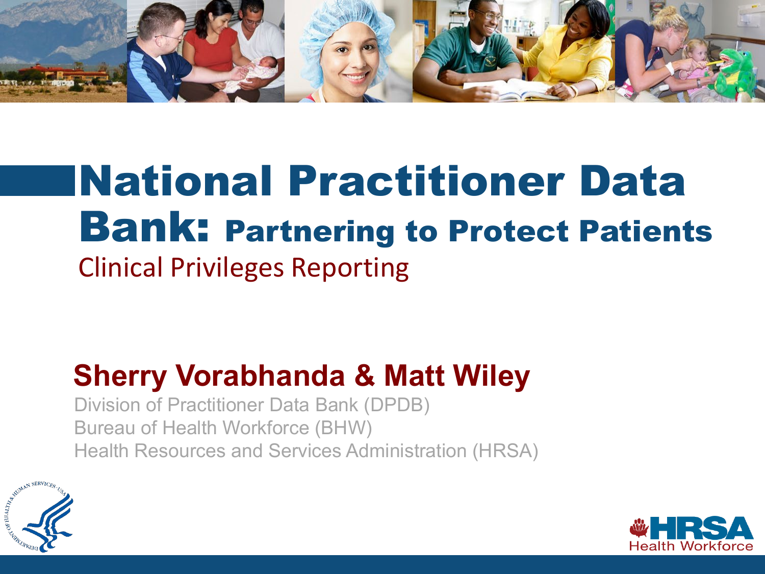# National Practitioner Data Bank: Partnering to Protect Patients

## Clinical Privileges Reporting

**Sherry Vorabhanda & Matt Wiley**

Division of Practitioner Data Bank (DPDB)
Bureau of Health Workforce (BHW)
Health Resources and Services Administration (HRSA)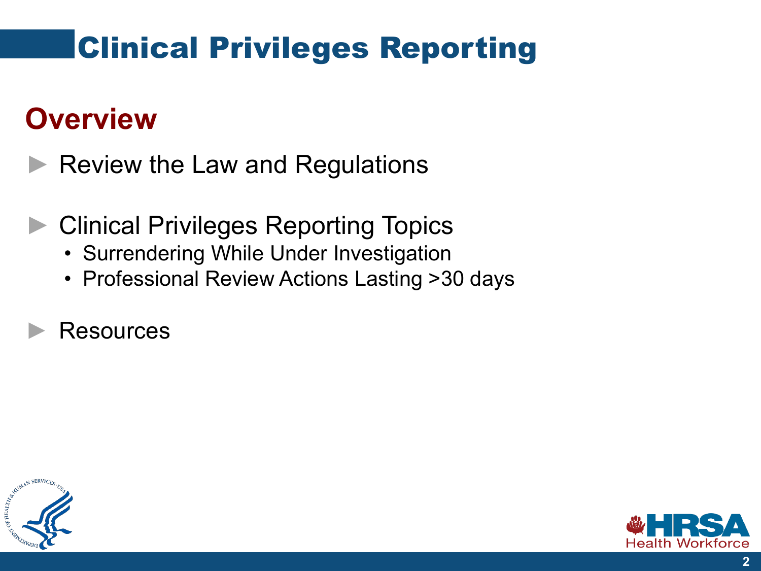# Clinical Privileges Reporting

## Overview

- Review the Law and Regulations
- Clinical Privileges Reporting Topics
  - Surrendering While Under Investigation
  - Professional Review Actions Lasting >30 days
- Resources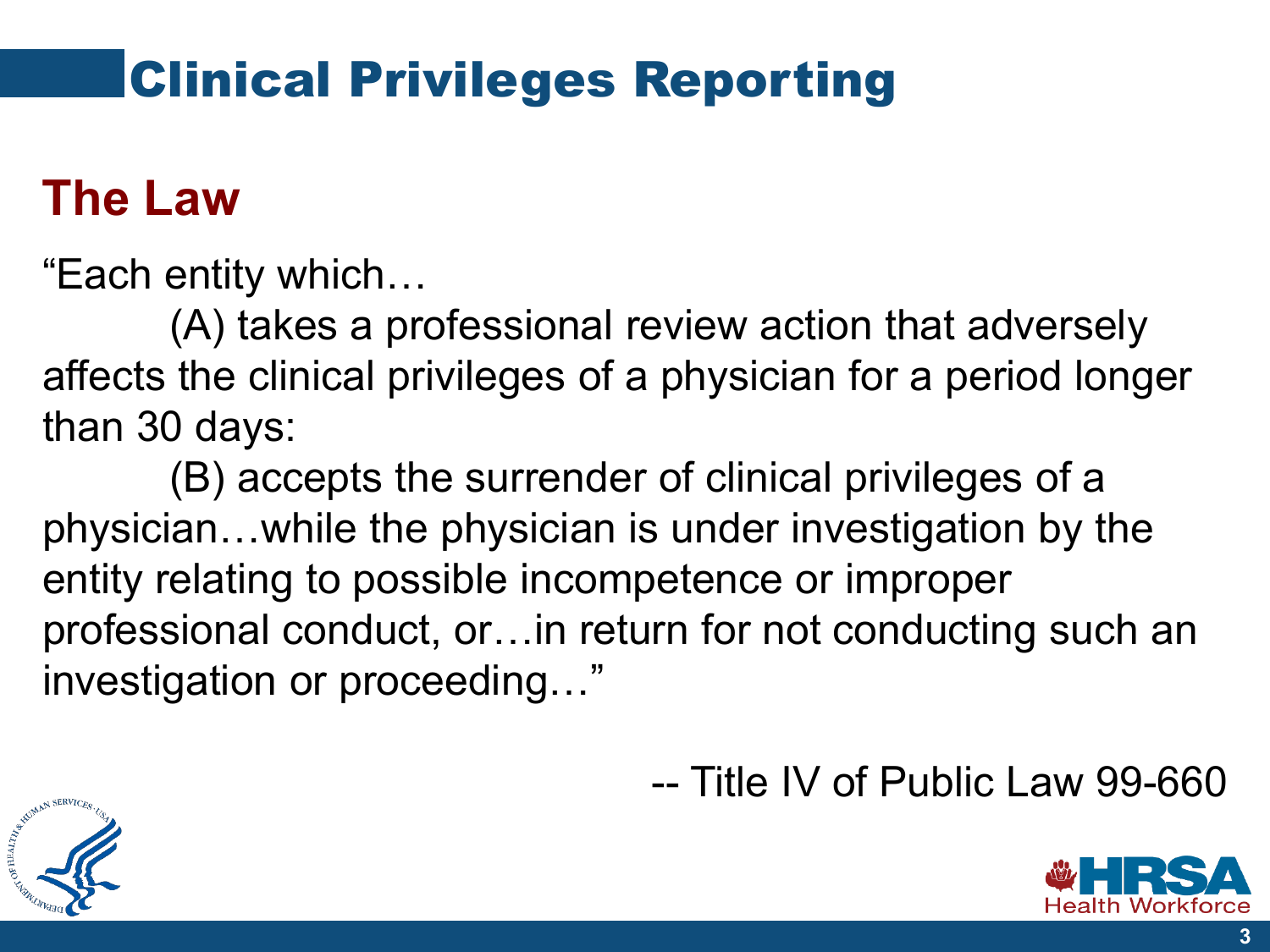# Clinical Privileges Reporting

## The Law

"Each entity which…

(A) takes a professional review action that adversely affects the clinical privileges of a physician for a period longer than 30 days:

(B) accepts the surrender of clinical privileges of a physician…while the physician is under investigation by the entity relating to possible incompetence or improper professional conduct, or…in return for not conducting such an investigation or proceeding…"

-- Title IV of Public Law 99-660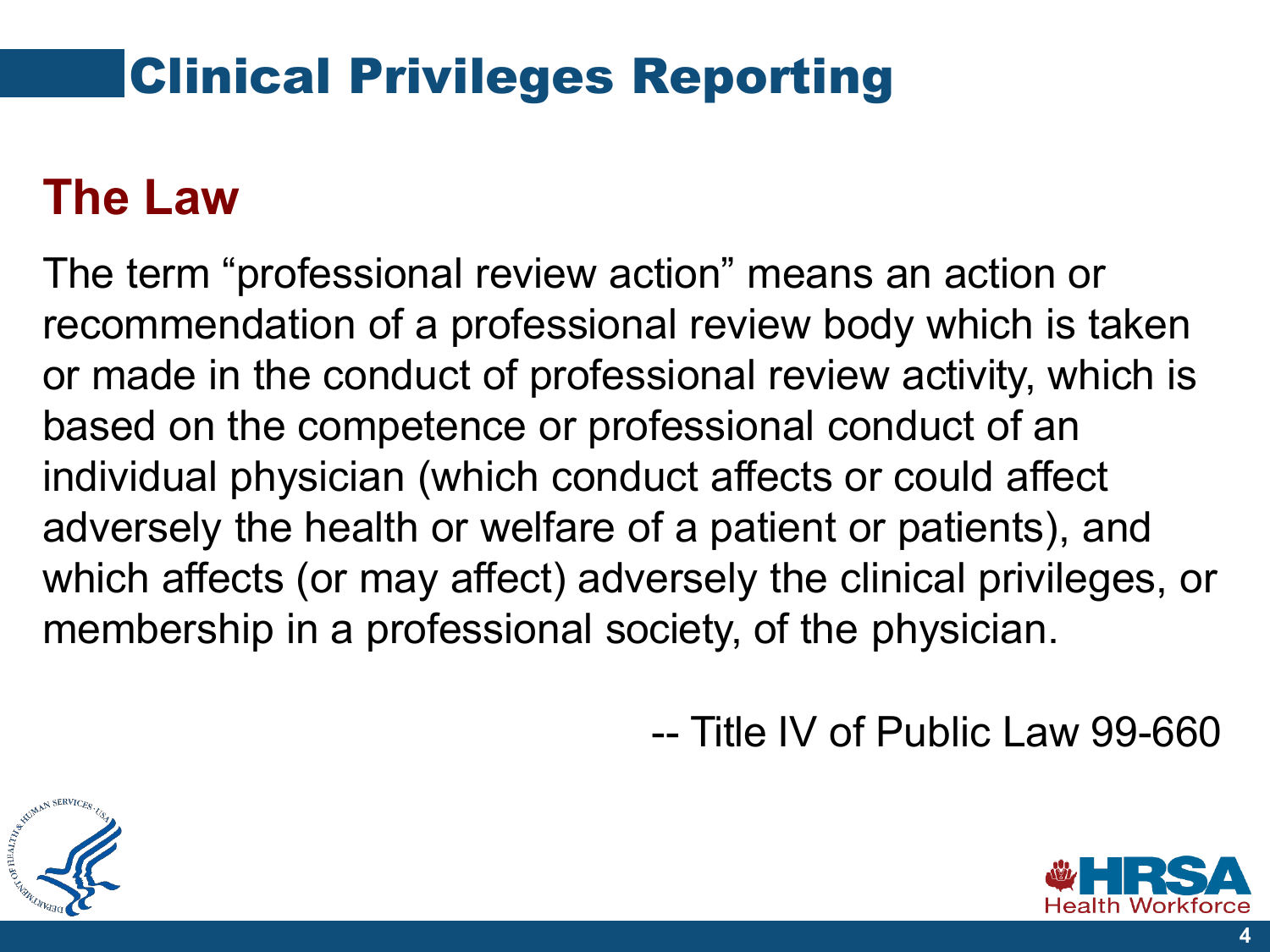# Clinical Privileges Reporting

## The Law

The term “professional review action” means an action or recommendation of a professional review body which is taken or made in the conduct of professional review activity, which is based on the competence or professional conduct of an individual physician (which conduct affects or could affect adversely the health or welfare of a patient or patients), and which affects (or may affect) adversely the clinical privileges, or membership in a professional society, of the physician.

-- Title IV of Public Law 99-660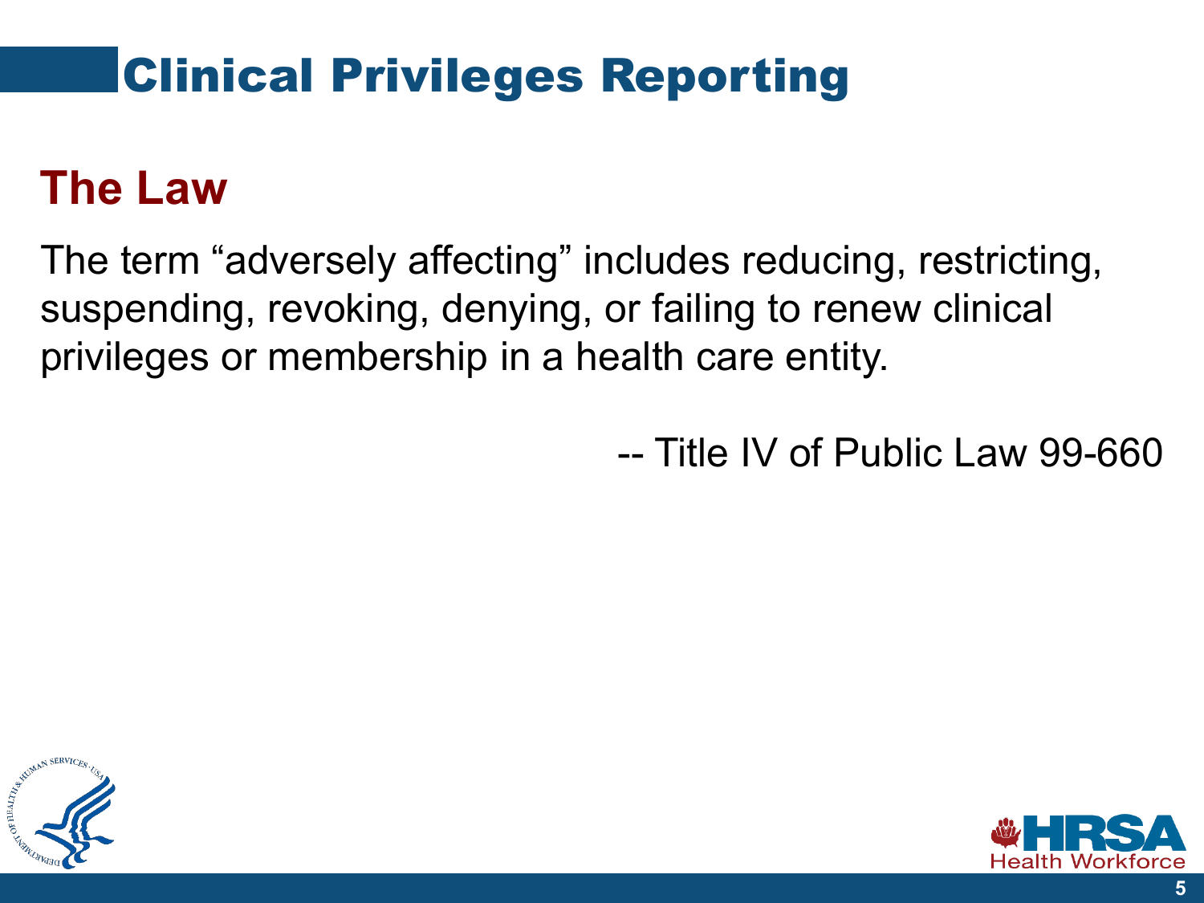# Clinical Privileges Reporting

## The Law

The term "adversely affecting" includes reducing, restricting, suspending, revoking, denying, or failing to renew clinical privileges or membership in a health care entity.

-- Title IV of Public Law 99-660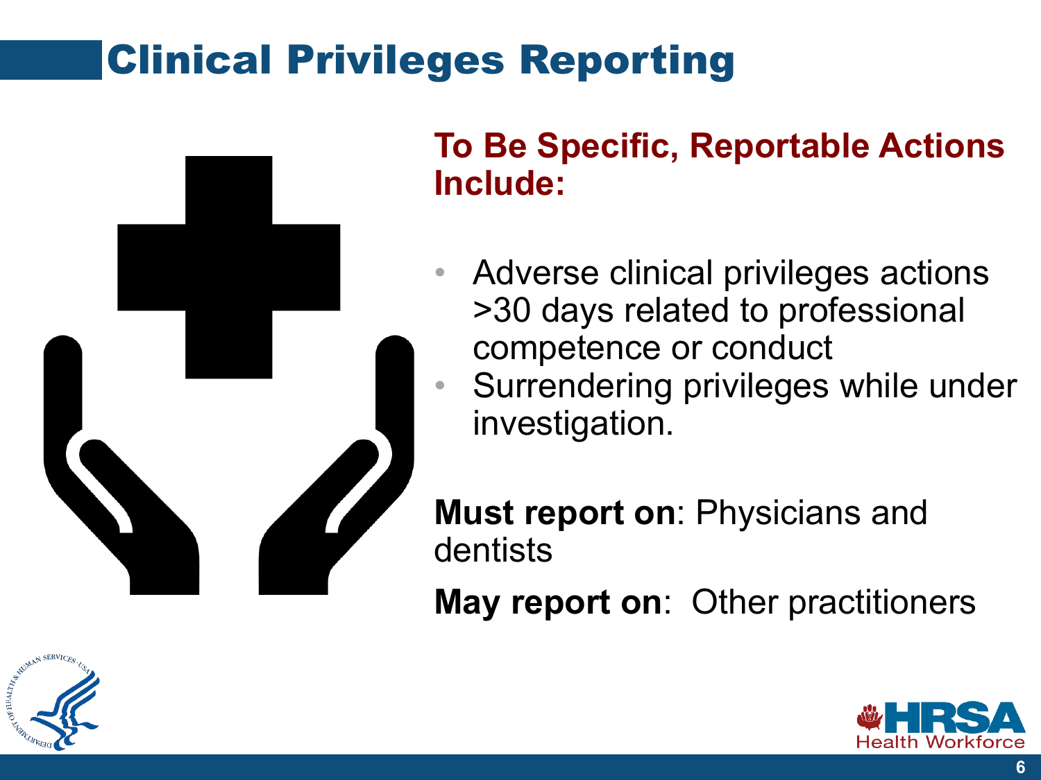# Clinical Privileges Reporting

## To Be Specific, Reportable Actions Include:

- Adverse clinical privileges actions >30 days related to professional competence or conduct
- Surrendering privileges while under investigation.

**Must report on**: Physicians and dentists

**May report on**: Other practitioners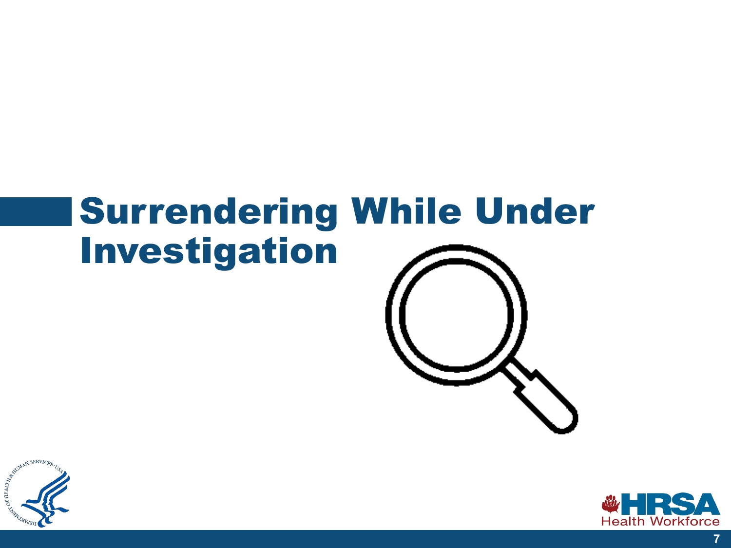# Surrendering While Under Investigation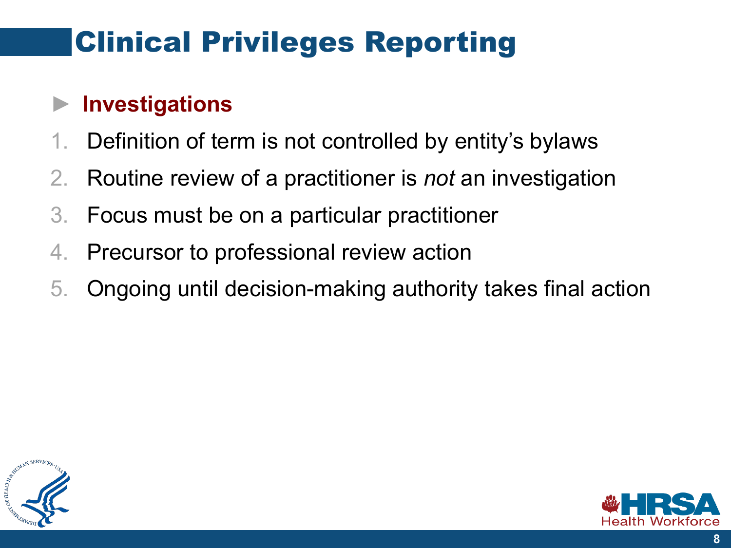# Clinical Privileges Reporting

- **Investigations**

1. Definition of term is not controlled by entity's bylaws
2. Routine review of a practitioner is *not* an investigation
3. Focus must be on a particular practitioner
4. Precursor to professional review action
5. Ongoing until decision-making authority takes final action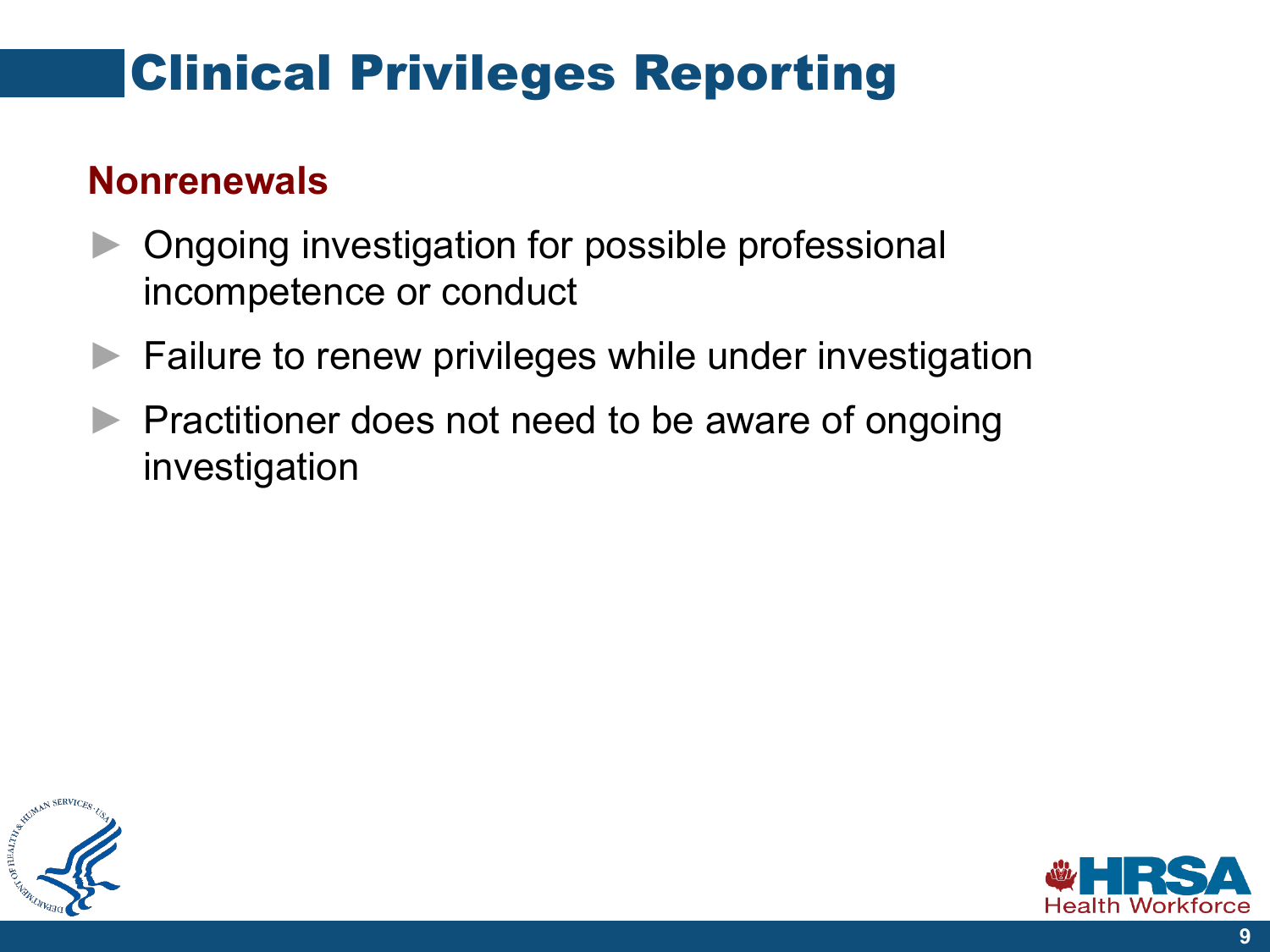# Clinical Privileges Reporting

## Nonrenewals

- Ongoing investigation for possible professional incompetence or conduct
- Failure to renew privileges while under investigation
- Practitioner does not need to be aware of ongoing investigation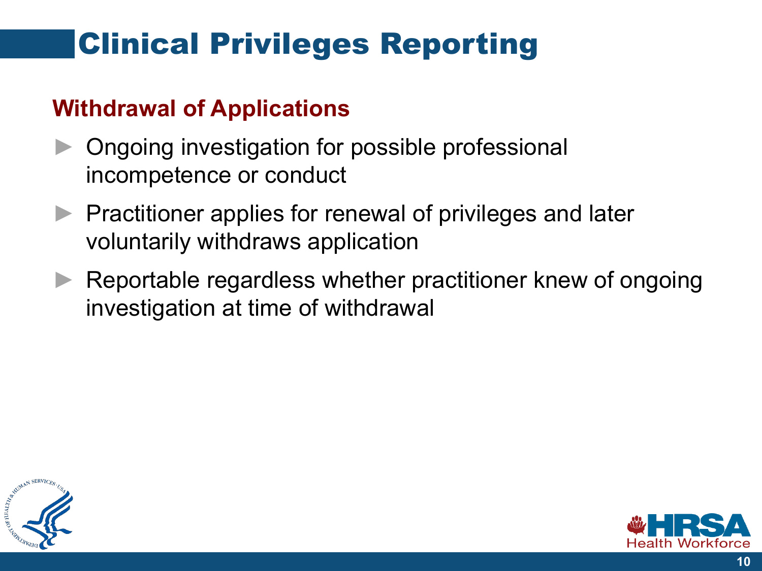# Clinical Privileges Reporting

## Withdrawal of Applications

- Ongoing investigation for possible professional incompetence or conduct
- Practitioner applies for renewal of privileges and later voluntarily withdraws application
- Reportable regardless whether practitioner knew of ongoing investigation at time of withdrawal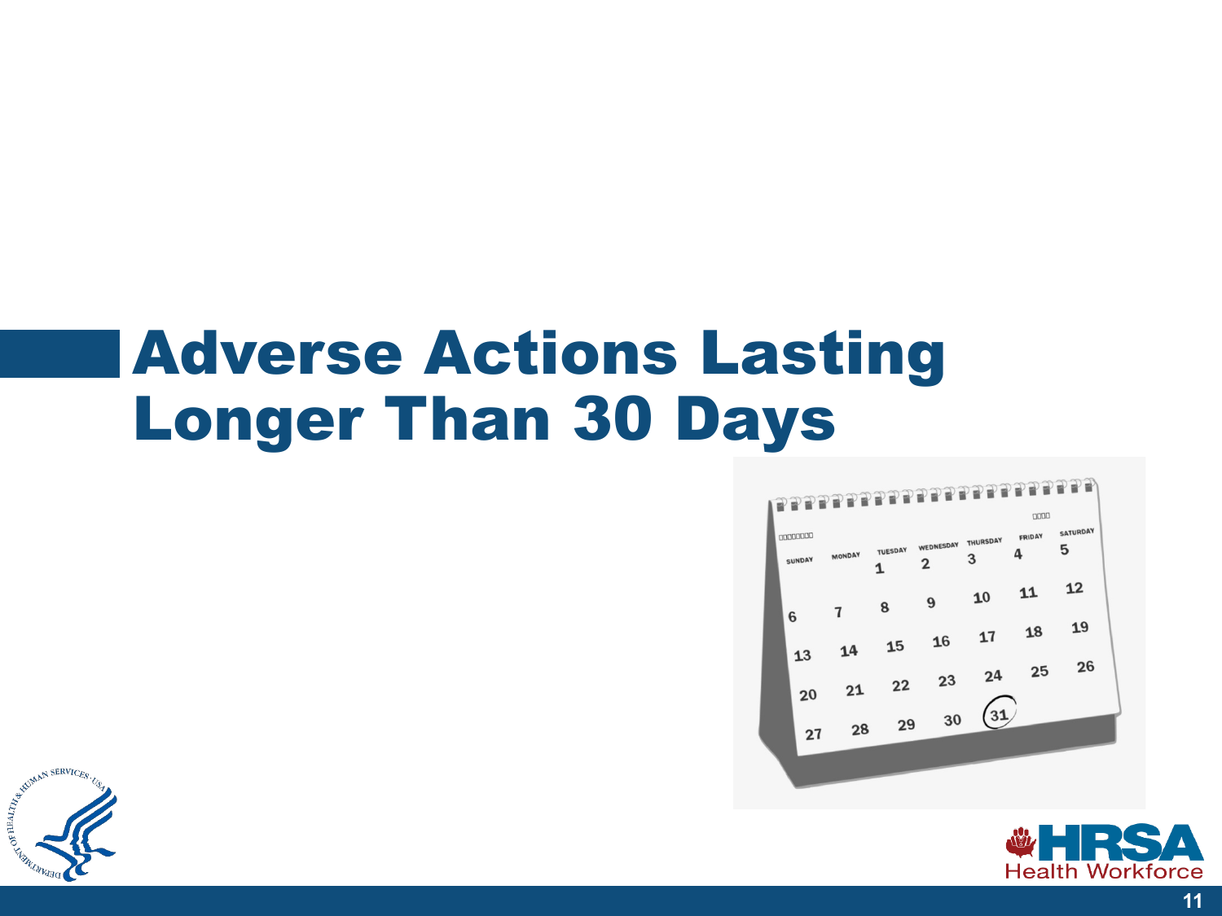# Adverse Actions Lasting Longer Than 30 Days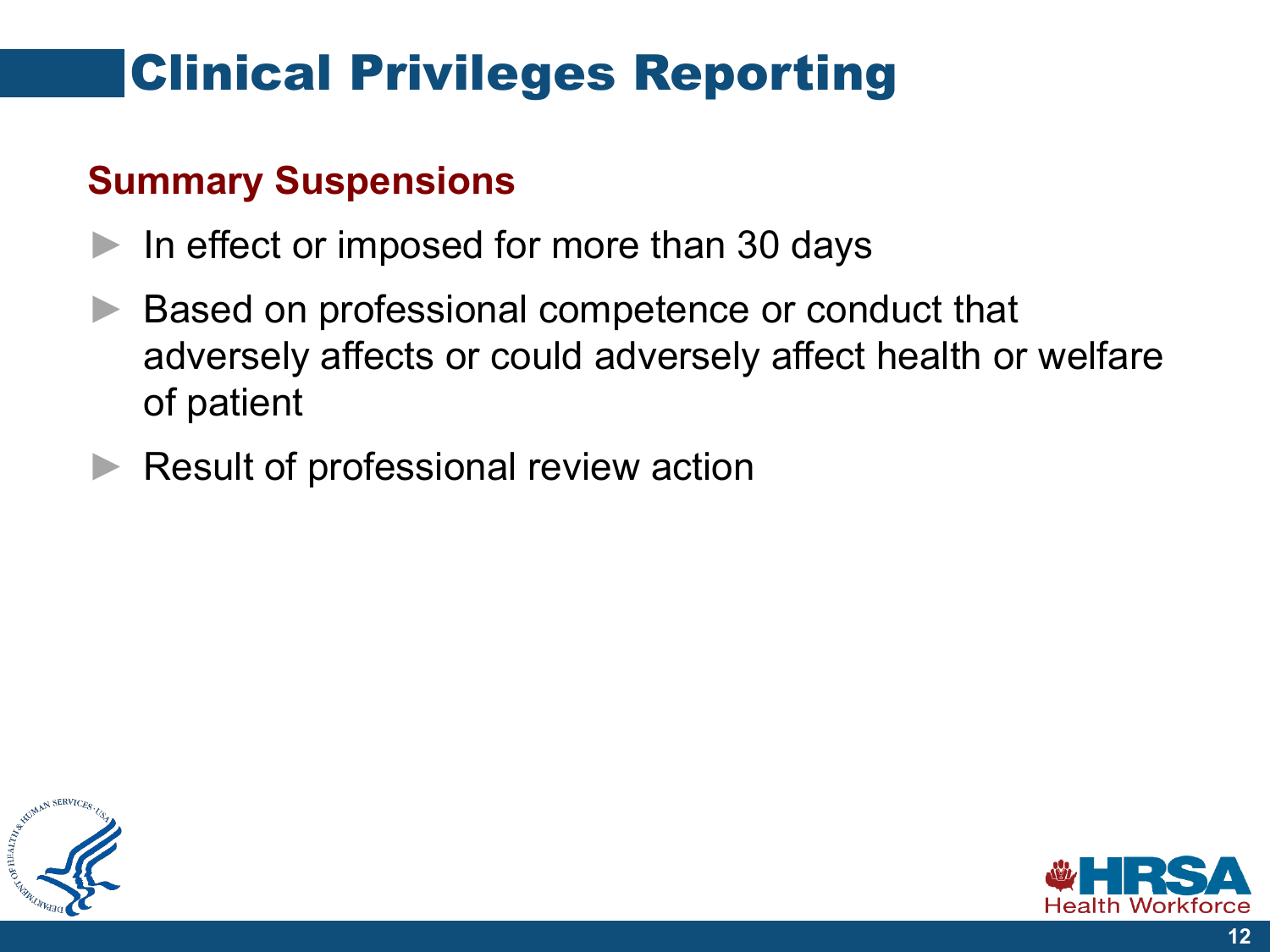# Clinical Privileges Reporting

## Summary Suspensions

- In effect or imposed for more than 30 days
- Based on professional competence or conduct that adversely affects or could adversely affect health or welfare of patient
- Result of professional review action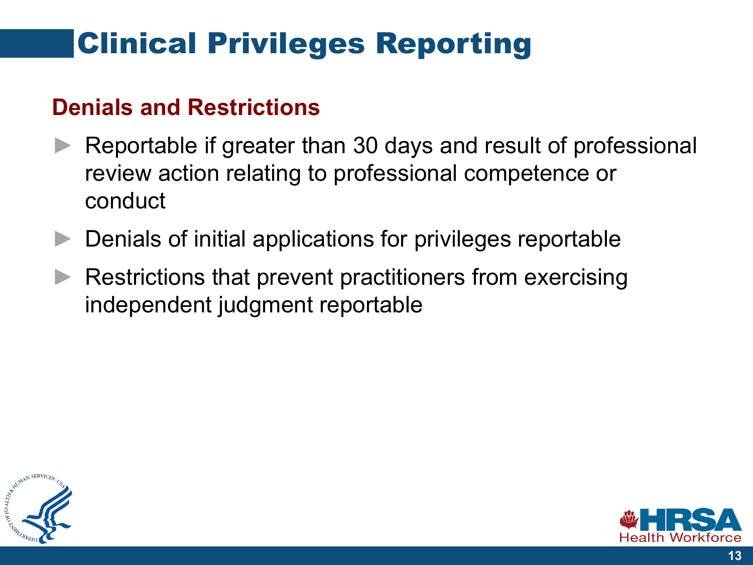# Clinical Privileges Reporting

## Denials and Restrictions

- Reportable if greater than 30 days and result of professional review action relating to professional competence or conduct
- Denials of initial applications for privileges reportable
- Restrictions that prevent practitioners from exercising independent judgment reportable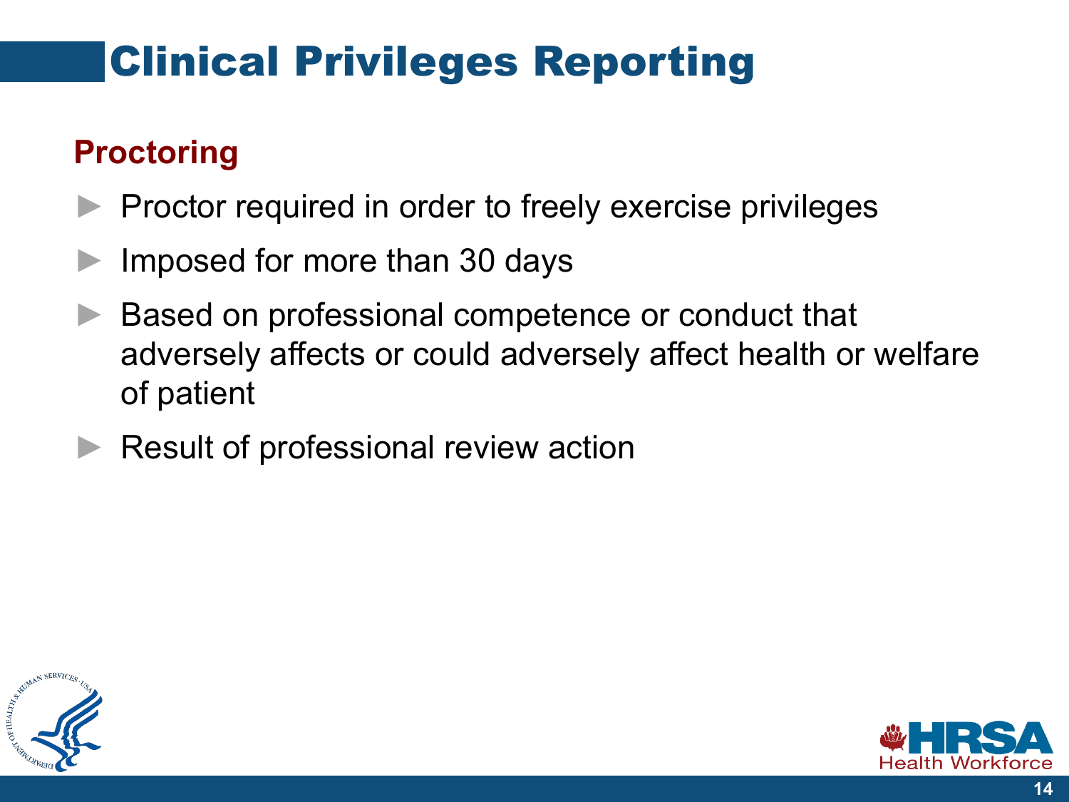# Clinical Privileges Reporting

## Proctoring

- Proctor required in order to freely exercise privileges
- Imposed for more than 30 days
- Based on professional competence or conduct that adversely affects or could adversely affect health or welfare of patient
- Result of professional review action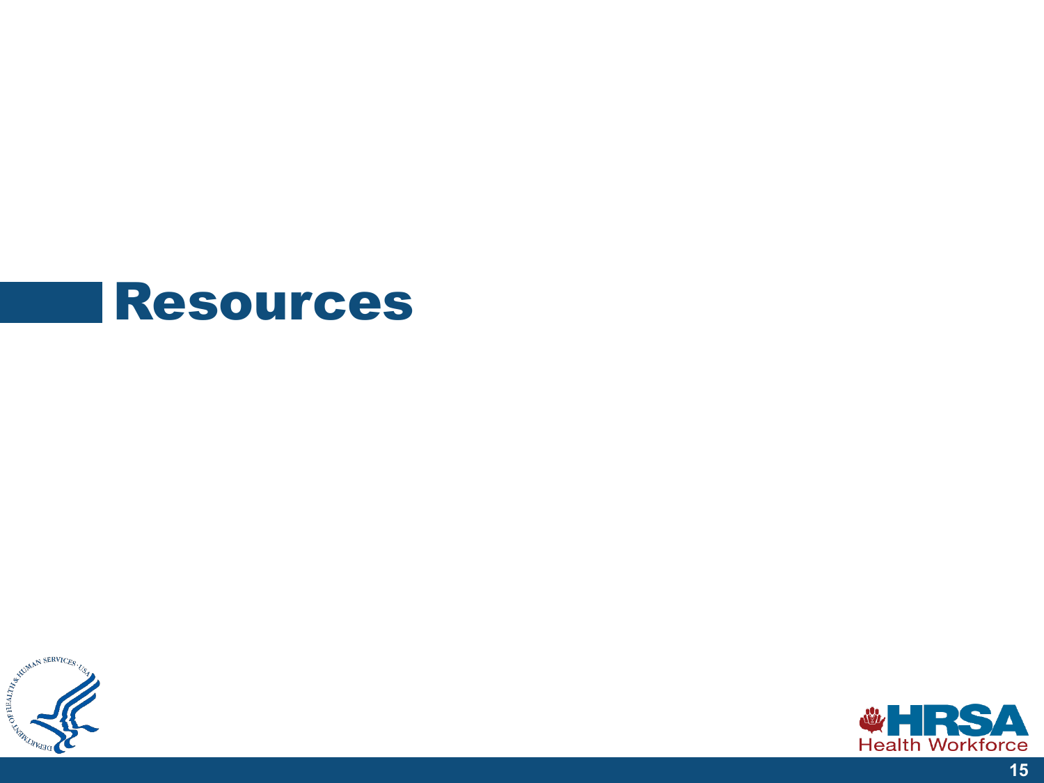# Resources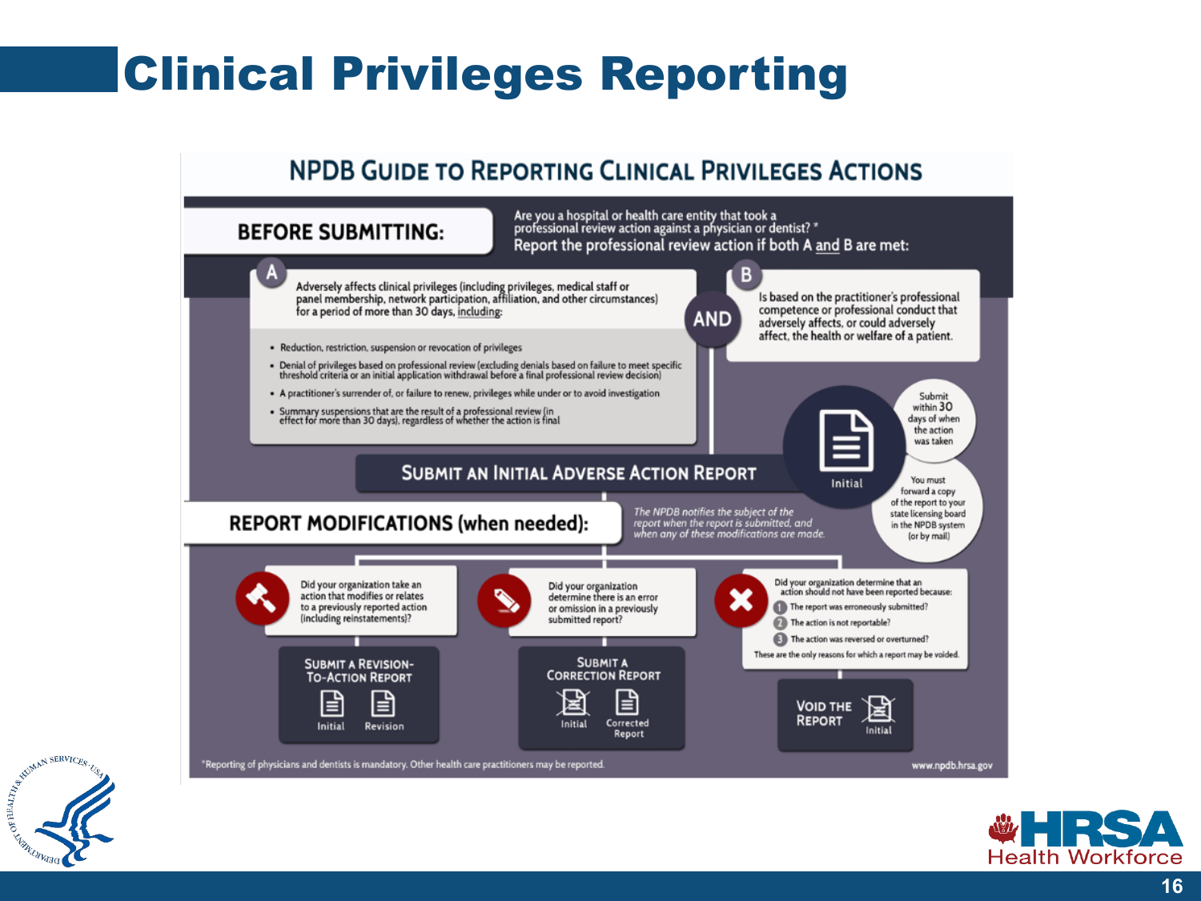# Clinical Privileges Reporting

## NPDB Guide to Reporting Clinical Privileges Actions

**BEFORE SUBMITTING:**

Are you a hospital or health care entity that took a professional review action against a physician or dentist? *

Report the professional review action if both A and B are met:

**A**

Adversely affects clinical privileges (including privileges, medical staff or panel membership, network participation, affiliation, and other circumstances) for a period of more than 30 days, including:

- Reduction, restriction, suspension or revocation of privileges
- Denial of privileges based on professional review (excluding denials based on failure to meet specific threshold criteria or an initial application withdrawal before a final professional review decision)
- A practitioner's surrender of, or failure to renew, privileges while under or to avoid investigation
- Summary suspensions that are the result of a professional review (in effect for more than 30 days), regardless of whether the action is final

**AND**

**B**

Is based on the practitioner's professional competence or professional conduct that adversely affects, or could adversely affect, the health or welfare of a patient.

**SUBMIT AN INITIAL ADVERSE ACTION REPORT**

Initial

Submit within 30 days of when the action was taken

You must forward a copy of the report to your state licensing board in the NPDB system (or by mail)

**REPORT MODIFICATIONS (when needed):**

*The NPDB notifies the subject of the report when the report is submitted, and when any of these modifications are made.*

Did your organization take an action that modifies or relates to a previously reported action (including reinstatements)?

**SUBMIT A REVISION-TO-ACTION REPORT**

Initial | Revision

Did your organization determine there is an error or omission in a previously submitted report?

**SUBMIT A CORRECTION REPORT**

Initial | Corrected Report

Did your organization determine that an action should not have been reported because:

1. The report was erroneously submitted?
2. The action is not reportable?
3. The action was reversed or overturned?

These are the only reasons for which a report may be voided.

**VOID THE REPORT**

Initial

*Reporting of physicians and dentists is mandatory. Other health care practitioners may be reported.

www.npdb.hrsa.gov